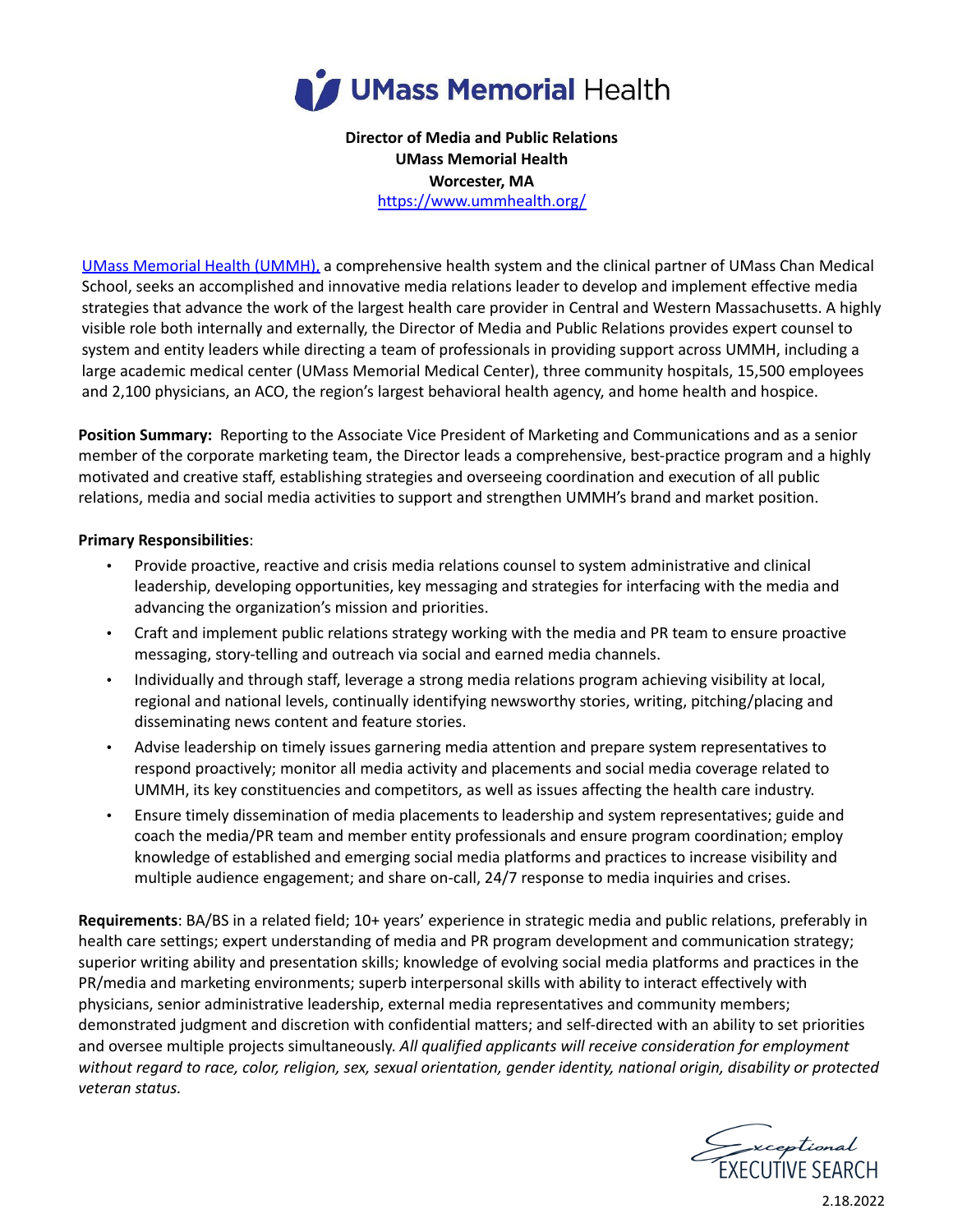UMass Memorial Health

**Director of Media and Public Relations**
**UMass Memorial Health**
**Worcester, MA**
https://www.ummhealth.org/

UMass Memorial Health (UMMH), a comprehensive health system and the clinical partner of UMass Chan Medical School, seeks an accomplished and innovative media relations leader to develop and implement effective media strategies that advance the work of the largest health care provider in Central and Western Massachusetts. A highly visible role both internally and externally, the Director of Media and Public Relations provides expert counsel to system and entity leaders while directing a team of professionals in providing support across UMMH, including a large academic medical center (UMass Memorial Medical Center), three community hospitals, 15,500 employees and 2,100 physicians, an ACO, the region's largest behavioral health agency, and home health and hospice.

**Position Summary:** Reporting to the Associate Vice President of Marketing and Communications and as a senior member of the corporate marketing team, the Director leads a comprehensive, best-practice program and a highly motivated and creative staff, establishing strategies and overseeing coordination and execution of all public relations, media and social media activities to support and strengthen UMMH's brand and market position.

**Primary Responsibilities**:

- Provide proactive, reactive and crisis media relations counsel to system administrative and clinical leadership, developing opportunities, key messaging and strategies for interfacing with the media and advancing the organization's mission and priorities.
- Craft and implement public relations strategy working with the media and PR team to ensure proactive messaging, story-telling and outreach via social and earned media channels.
- Individually and through staff, leverage a strong media relations program achieving visibility at local, regional and national levels, continually identifying newsworthy stories, writing, pitching/placing and disseminating news content and feature stories.
- Advise leadership on timely issues garnering media attention and prepare system representatives to respond proactively; monitor all media activity and placements and social media coverage related to UMMH, its key constituencies and competitors, as well as issues affecting the health care industry.
- Ensure timely dissemination of media placements to leadership and system representatives; guide and coach the media/PR team and member entity professionals and ensure program coordination; employ knowledge of established and emerging social media platforms and practices to increase visibility and multiple audience engagement; and share on-call, 24/7 response to media inquiries and crises.

**Requirements**: BA/BS in a related field; 10+ years' experience in strategic media and public relations, preferably in health care settings; expert understanding of media and PR program development and communication strategy; superior writing ability and presentation skills; knowledge of evolving social media platforms and practices in the PR/media and marketing environments; superb interpersonal skills with ability to interact effectively with physicians, senior administrative leadership, external media representatives and community members; demonstrated judgment and discretion with confidential matters; and self-directed with an ability to set priorities and oversee multiple projects simultaneously. *All qualified applicants will receive consideration for employment without regard to race, color, religion, sex, sexual orientation, gender identity, national origin, disability or protected veteran status.*

Exceptional EXECUTIVE SEARCH

2.18.2022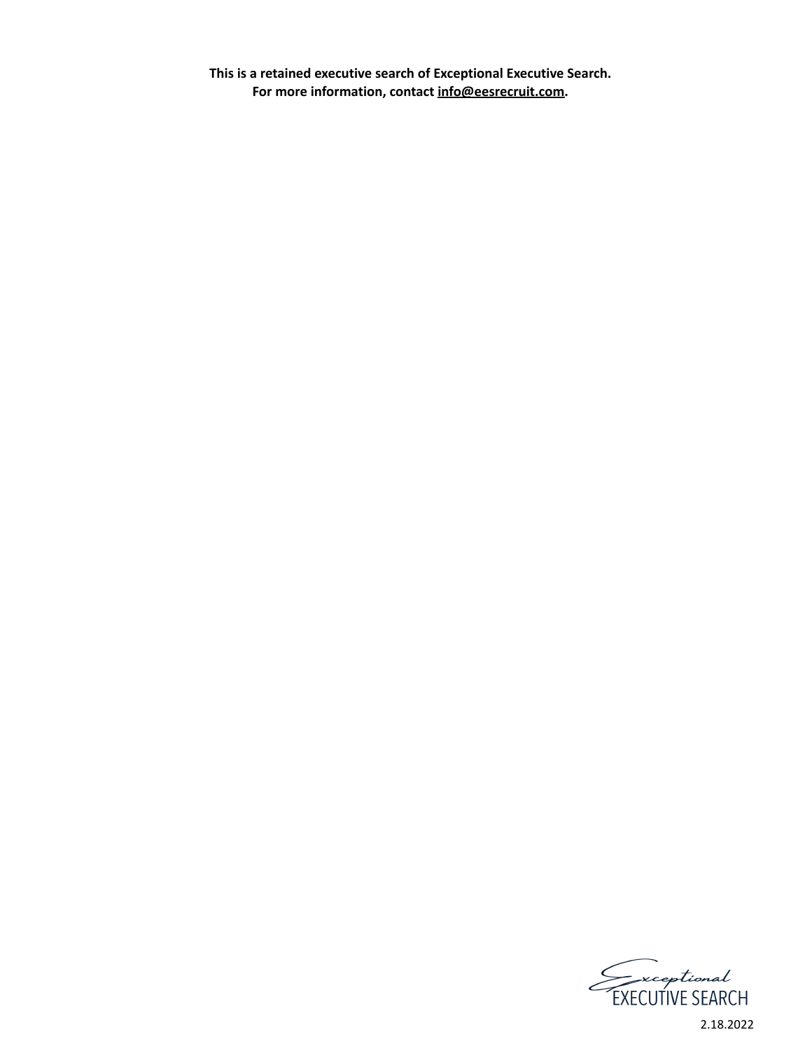**This is a retained executive search of Exceptional Executive Search.**
**For more information, contact info@eesrecruit.com.**

Exceptional
EXECUTIVE SEARCH

2.18.2022